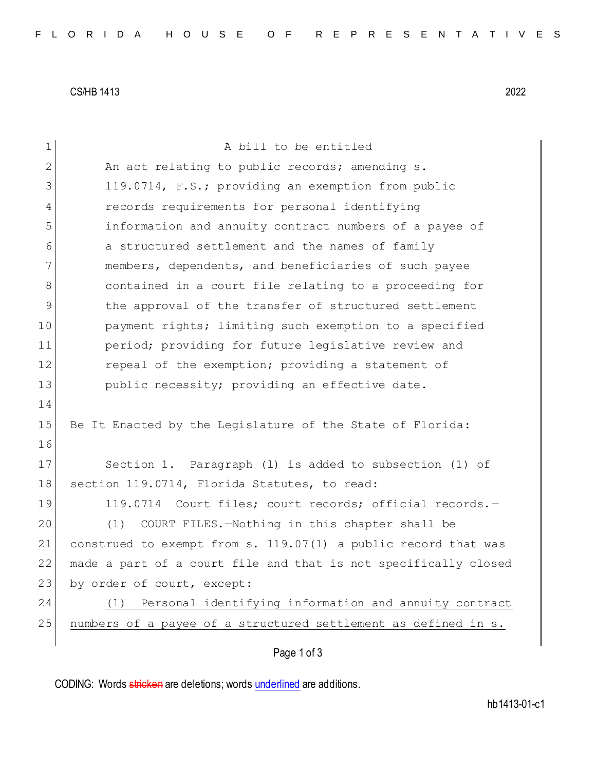CS/HB 1413 2022

A bill to be entitled

An act relating to public records; amending s. 119.0714, F.S.; providing an exemption from public records requirements for personal identifying information and annuity contract numbers of a payee of a structured settlement and the names of family members, dependents, and beneficiaries of such payee contained in a court file relating to a proceeding for the approval of the transfer of structured settlement payment rights; limiting such exemption to a specified period; providing for future legislative review and repeal of the exemption; providing a statement of public necessity; providing an effective date.

Be It Enacted by the Legislature of the State of Florida:

Section 1. Paragraph (l) is added to subsection (1) of section 119.0714, Florida Statutes, to read:

119.0714 Court files; court records; official records.—

(1) COURT FILES.—Nothing in this chapter shall be construed to exempt from s. 119.07(1) a public record that was made a part of a court file and that is not specifically closed by order of court, except:

(l) Personal identifying information and annuity contract numbers of a payee of a structured settlement as defined in s.

CODING: Words stricken are deletions; words underlined are additions.

hb1413-01-c1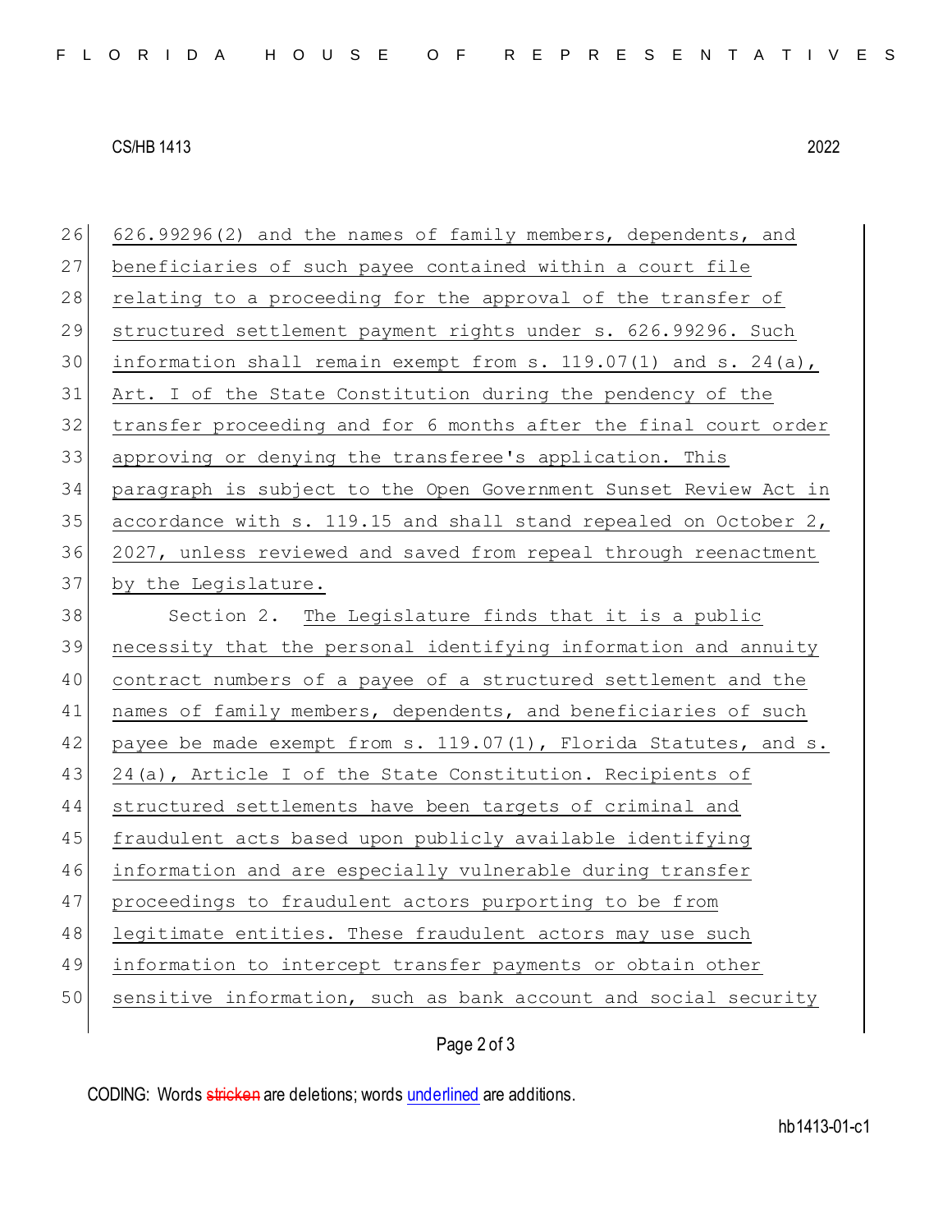626.99296(2) and the names of family members, dependents, and beneficiaries of such payee contained within a court file relating to a proceeding for the approval of the transfer of structured settlement payment rights under s. 626.99296. Such information shall remain exempt from s. 119.07(1) and s. 24(a), Art. I of the State Constitution during the pendency of the transfer proceeding and for 6 months after the final court order approving or denying the transferee's application. This paragraph is subject to the Open Government Sunset Review Act in accordance with s. 119.15 and shall stand repealed on October 2, 2027, unless reviewed and saved from repeal through reenactment by the Legislature.

Section 2. The Legislature finds that it is a public necessity that the personal identifying information and annuity contract numbers of a payee of a structured settlement and the names of family members, dependents, and beneficiaries of such payee be made exempt from s. 119.07(1), Florida Statutes, and s. 24(a), Article I of the State Constitution. Recipients of structured settlements have been targets of criminal and fraudulent acts based upon publicly available identifying information and are especially vulnerable during transfer proceedings to fraudulent actors purporting to be from legitimate entities. These fraudulent actors may use such information to intercept transfer payments or obtain other sensitive information, such as bank account and social security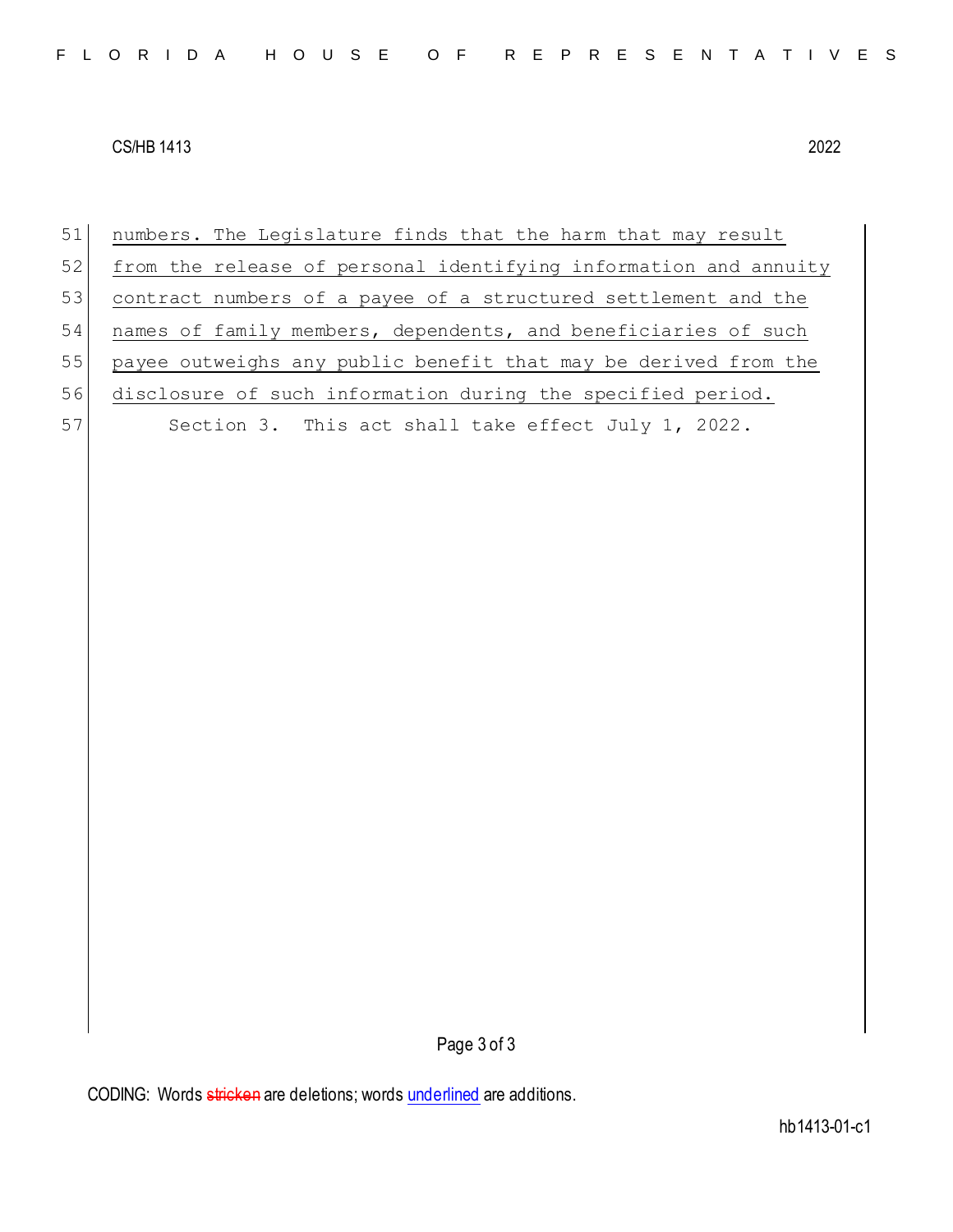numbers. The Legislature finds that the harm that may result from the release of personal identifying information and annuity contract numbers of a payee of a structured settlement and the names of family members, dependents, and beneficiaries of such payee outweighs any public benefit that may be derived from the disclosure of such information during the specified period.

Section 3. This act shall take effect July 1, 2022.

CODING: Words stricken are deletions; words underlined are additions.